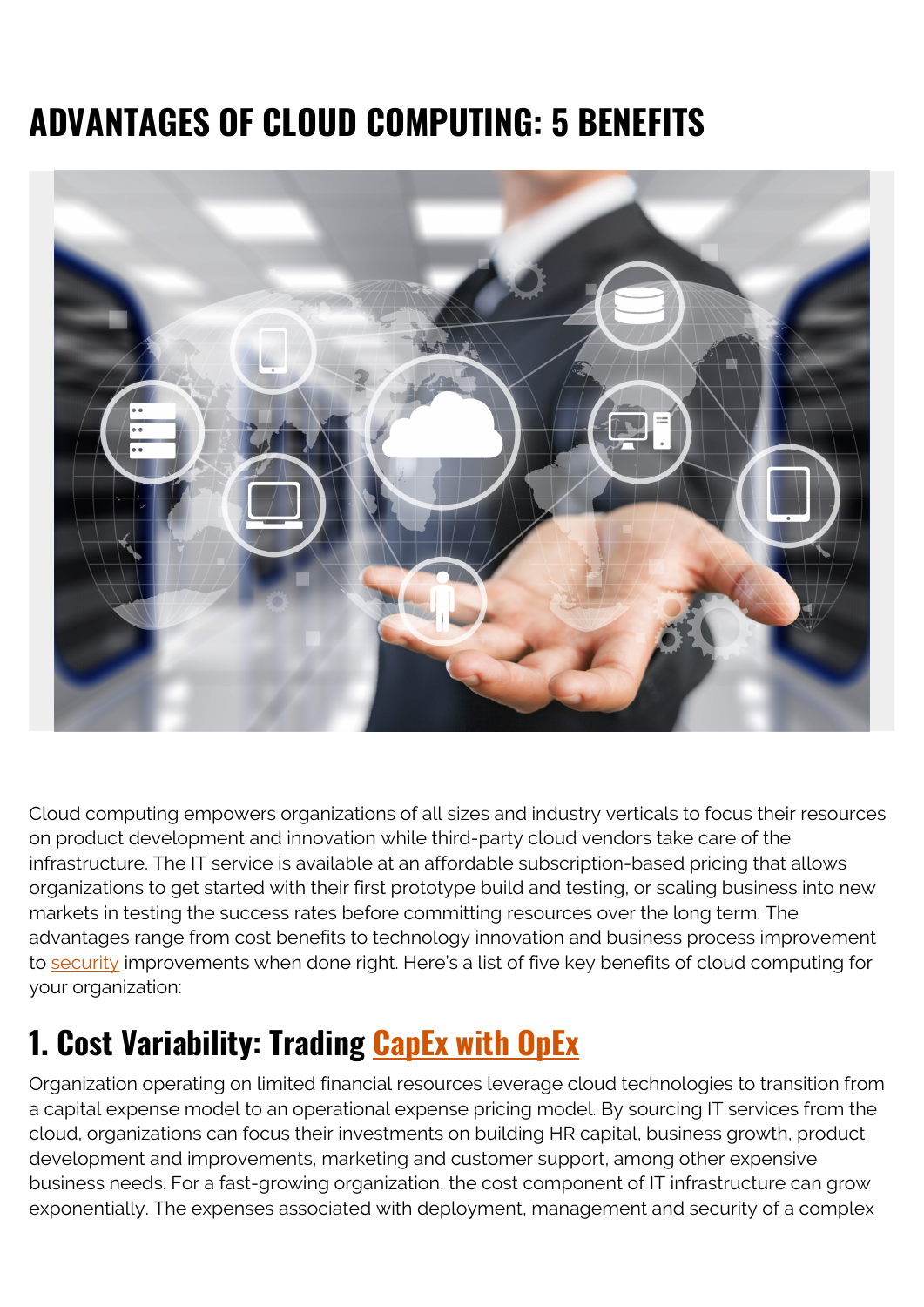# ADVANTAGES OF CLOUD COMPUTING: 5 BENEFITS

Cloud computing empowers organizations of all sizes and industry verticals to focus their resources on product development and innovation while third-party cloud vendors take care of the infrastructure. The IT service is available at an affordable subscription-based pricing that allows organizations to get started with their first prototype build and testing, or scaling business into new markets in testing the success rates before committing resources over the long term. The advantages range from cost benefits to technology innovation and business process improvement to security improvements when done right. Here's a list of five key benefits of cloud computing for your organization:

## 1. Cost Variability: Trading CapEx with OpEx

Organization operating on limited financial resources leverage cloud technologies to transition from a capital expense model to an operational expense pricing model. By sourcing IT services from the cloud, organizations can focus their investments on building HR capital, business growth, product development and improvements, marketing and customer support, among other expensive business needs. For a fast-growing organization, the cost component of IT infrastructure can grow exponentially. The expenses associated with deployment, management and security of a complex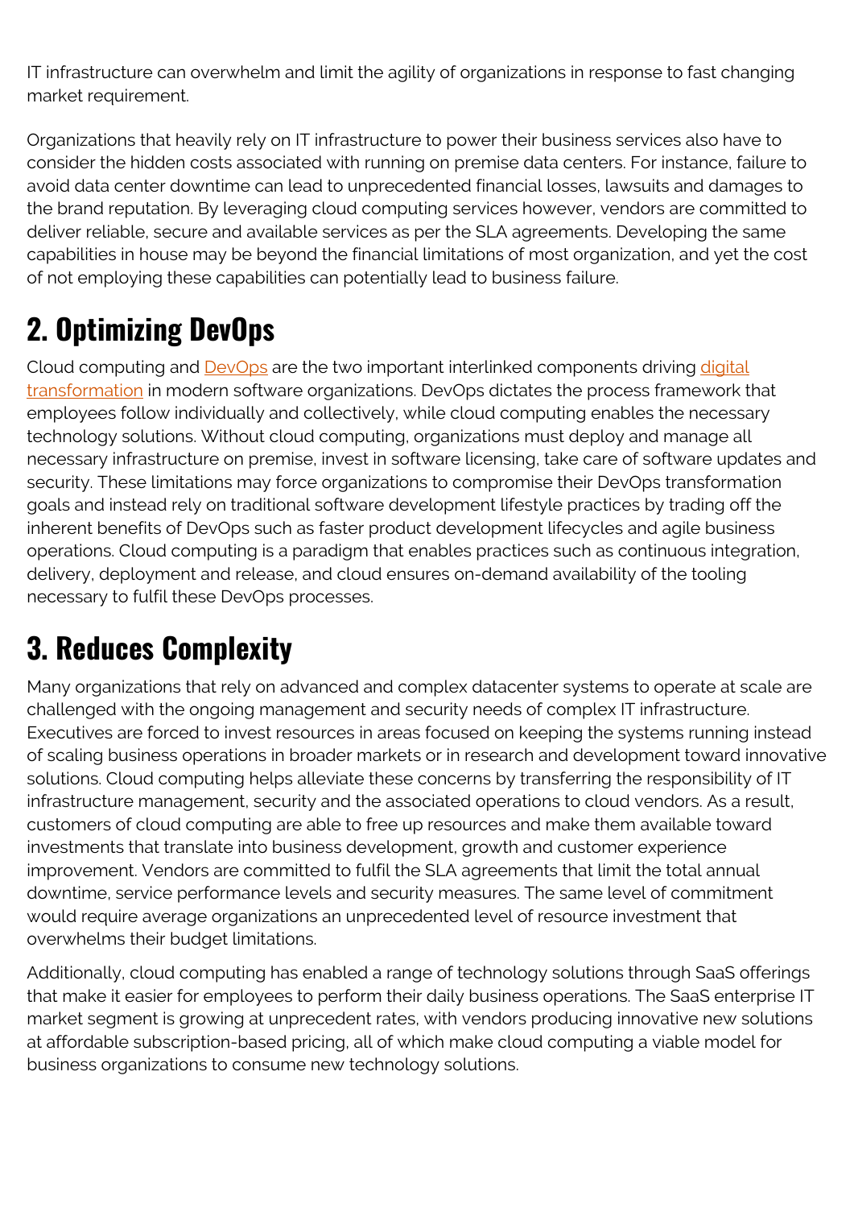IT infrastructure can overwhelm and limit the agility of organizations in response to fast changing market requirement.

Organizations that heavily rely on IT infrastructure to power their business services also have to consider the hidden costs associated with running on premise data centers. For instance, failure to avoid data center downtime can lead to unprecedented financial losses, lawsuits and damages to the brand reputation. By leveraging cloud computing services however, vendors are committed to deliver reliable, secure and available services as per the SLA agreements. Developing the same capabilities in house may be beyond the financial limitations of most organization, and yet the cost of not employing these capabilities can potentially lead to business failure.

## 2. Optimizing DevOps

Cloud computing and DevOps are the two important interlinked components driving digital transformation in modern software organizations. DevOps dictates the process framework that employees follow individually and collectively, while cloud computing enables the necessary technology solutions. Without cloud computing, organizations must deploy and manage all necessary infrastructure on premise, invest in software licensing, take care of software updates and security. These limitations may force organizations to compromise their DevOps transformation goals and instead rely on traditional software development lifestyle practices by trading off the inherent benefits of DevOps such as faster product development lifecycles and agile business operations. Cloud computing is a paradigm that enables practices such as continuous integration, delivery, deployment and release, and cloud ensures on-demand availability of the tooling necessary to fulfil these DevOps processes.

## 3. Reduces Complexity

Many organizations that rely on advanced and complex datacenter systems to operate at scale are challenged with the ongoing management and security needs of complex IT infrastructure. Executives are forced to invest resources in areas focused on keeping the systems running instead of scaling business operations in broader markets or in research and development toward innovative solutions. Cloud computing helps alleviate these concerns by transferring the responsibility of IT infrastructure management, security and the associated operations to cloud vendors. As a result, customers of cloud computing are able to free up resources and make them available toward investments that translate into business development, growth and customer experience improvement. Vendors are committed to fulfil the SLA agreements that limit the total annual downtime, service performance levels and security measures. The same level of commitment would require average organizations an unprecedented level of resource investment that overwhelms their budget limitations.

Additionally, cloud computing has enabled a range of technology solutions through SaaS offerings that make it easier for employees to perform their daily business operations. The SaaS enterprise IT market segment is growing at unprecedent rates, with vendors producing innovative new solutions at affordable subscription-based pricing, all of which make cloud computing a viable model for business organizations to consume new technology solutions.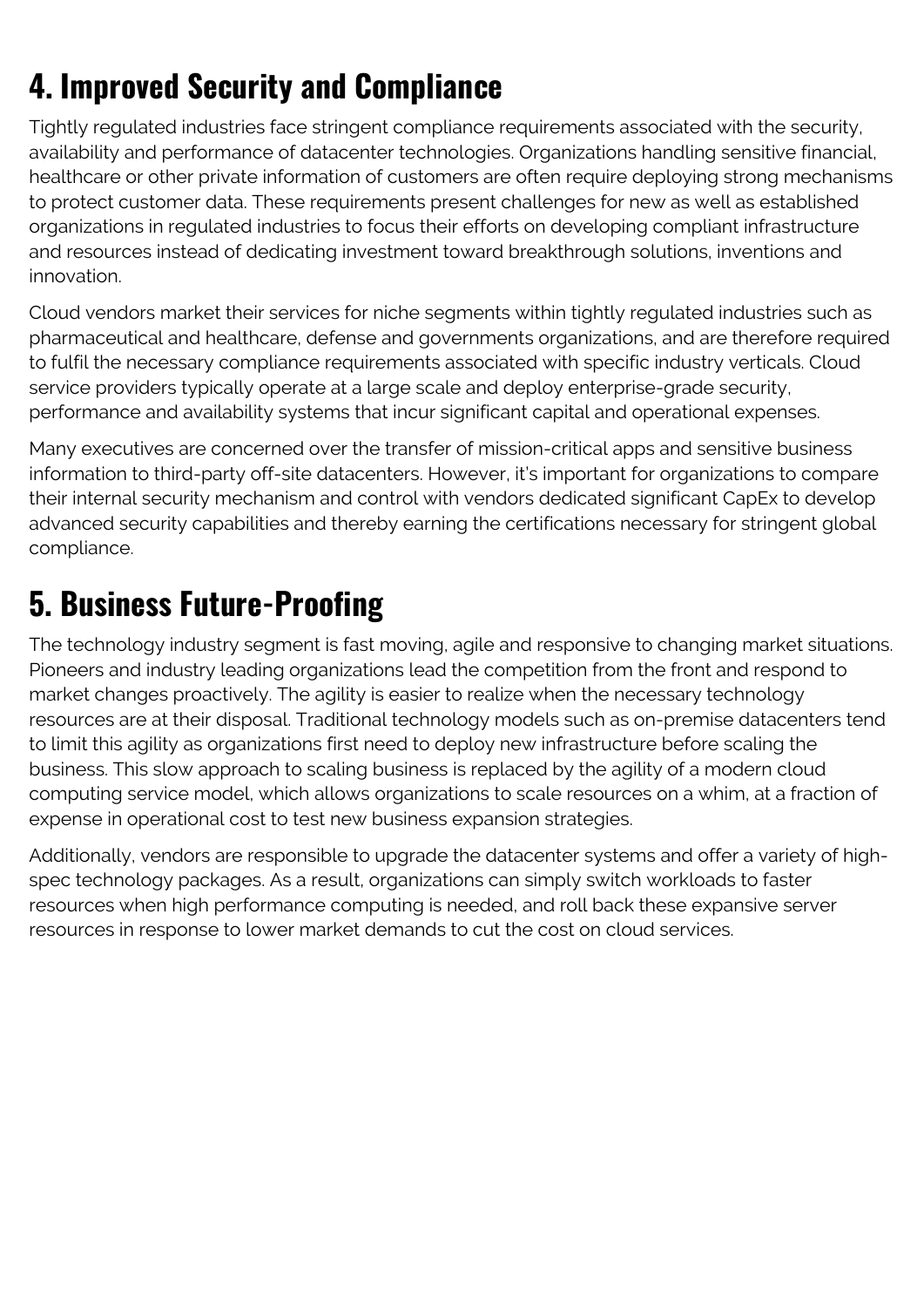## 4. Improved Security and Compliance

Tightly regulated industries face stringent compliance requirements associated with the security, availability and performance of datacenter technologies. Organizations handling sensitive financial, healthcare or other private information of customers are often require deploying strong mechanisms to protect customer data. These requirements present challenges for new as well as established organizations in regulated industries to focus their efforts on developing compliant infrastructure and resources instead of dedicating investment toward breakthrough solutions, inventions and innovation.

Cloud vendors market their services for niche segments within tightly regulated industries such as pharmaceutical and healthcare, defense and governments organizations, and are therefore required to fulfil the necessary compliance requirements associated with specific industry verticals. Cloud service providers typically operate at a large scale and deploy enterprise-grade security, performance and availability systems that incur significant capital and operational expenses.

Many executives are concerned over the transfer of mission-critical apps and sensitive business information to third-party off-site datacenters. However, it's important for organizations to compare their internal security mechanism and control with vendors dedicated significant CapEx to develop advanced security capabilities and thereby earning the certifications necessary for stringent global compliance.

## 5. Business Future-Proofing

The technology industry segment is fast moving, agile and responsive to changing market situations. Pioneers and industry leading organizations lead the competition from the front and respond to market changes proactively. The agility is easier to realize when the necessary technology resources are at their disposal. Traditional technology models such as on-premise datacenters tend to limit this agility as organizations first need to deploy new infrastructure before scaling the business. This slow approach to scaling business is replaced by the agility of a modern cloud computing service model, which allows organizations to scale resources on a whim, at a fraction of expense in operational cost to test new business expansion strategies.

Additionally, vendors are responsible to upgrade the datacenter systems and offer a variety of high-spec technology packages. As a result, organizations can simply switch workloads to faster resources when high performance computing is needed, and roll back these expansive server resources in response to lower market demands to cut the cost on cloud services.